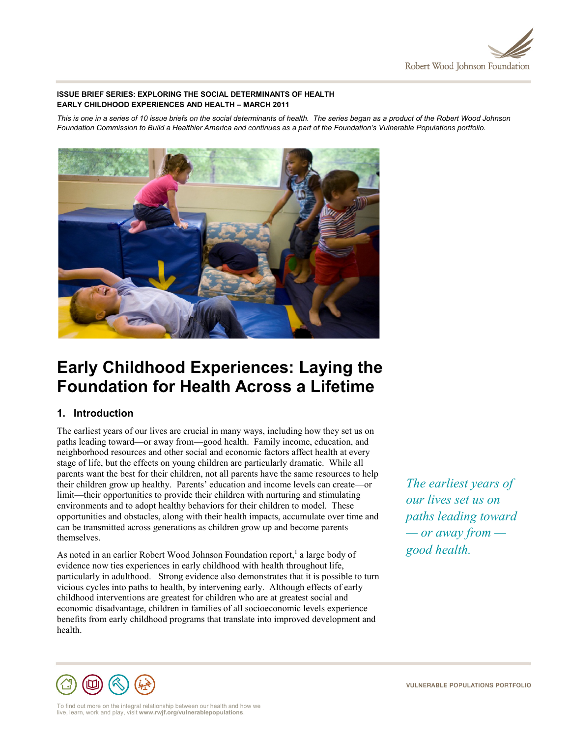**ISSUE BRIEF SERIES: EXPLORING THE SOCIAL DETERMINANTS OF HEALTH**
**EARLY CHILDHOOD EXPERIENCES AND HEALTH – MARCH 2011**

*This is one in a series of 10 issue briefs on the social determinants of health. The series began as a product of the Robert Wood Johnson Foundation Commission to Build a Healthier America and continues as a part of the Foundation's Vulnerable Populations portfolio.*

# Early Childhood Experiences: Laying the Foundation for Health Across a Lifetime

## 1. Introduction

The earliest years of our lives are crucial in many ways, including how they set us on paths leading toward—or away from—good health. Family income, education, and neighborhood resources and other social and economic factors affect health at every stage of life, but the effects on young children are particularly dramatic. While all parents want the best for their children, not all parents have the same resources to help their children grow up healthy. Parents' education and income levels can create—or limit—their opportunities to provide their children with nurturing and stimulating environments and to adopt healthy behaviors for their children to model. These opportunities and obstacles, along with their health impacts, accumulate over time and can be transmitted across generations as children grow up and become parents themselves.

*The earliest years of our lives set us on paths leading toward — or away from — good health.*

As noted in an earlier Robert Wood Johnson Foundation report,[1] a large body of evidence now ties experiences in early childhood with health throughout life, particularly in adulthood. Strong evidence also demonstrates that it is possible to turn vicious cycles into paths to health, by intervening early. Although effects of early childhood interventions are greatest for children who are at greatest social and economic disadvantage, children in families of all socioeconomic levels experience benefits from early childhood programs that translate into improved development and health.

VULNERABLE POPULATIONS PORTFOLIO

To find out more on the integral relationship between our health and how we live, learn, work and play, visit **www.rwjf.org/vulnerablepopulations**.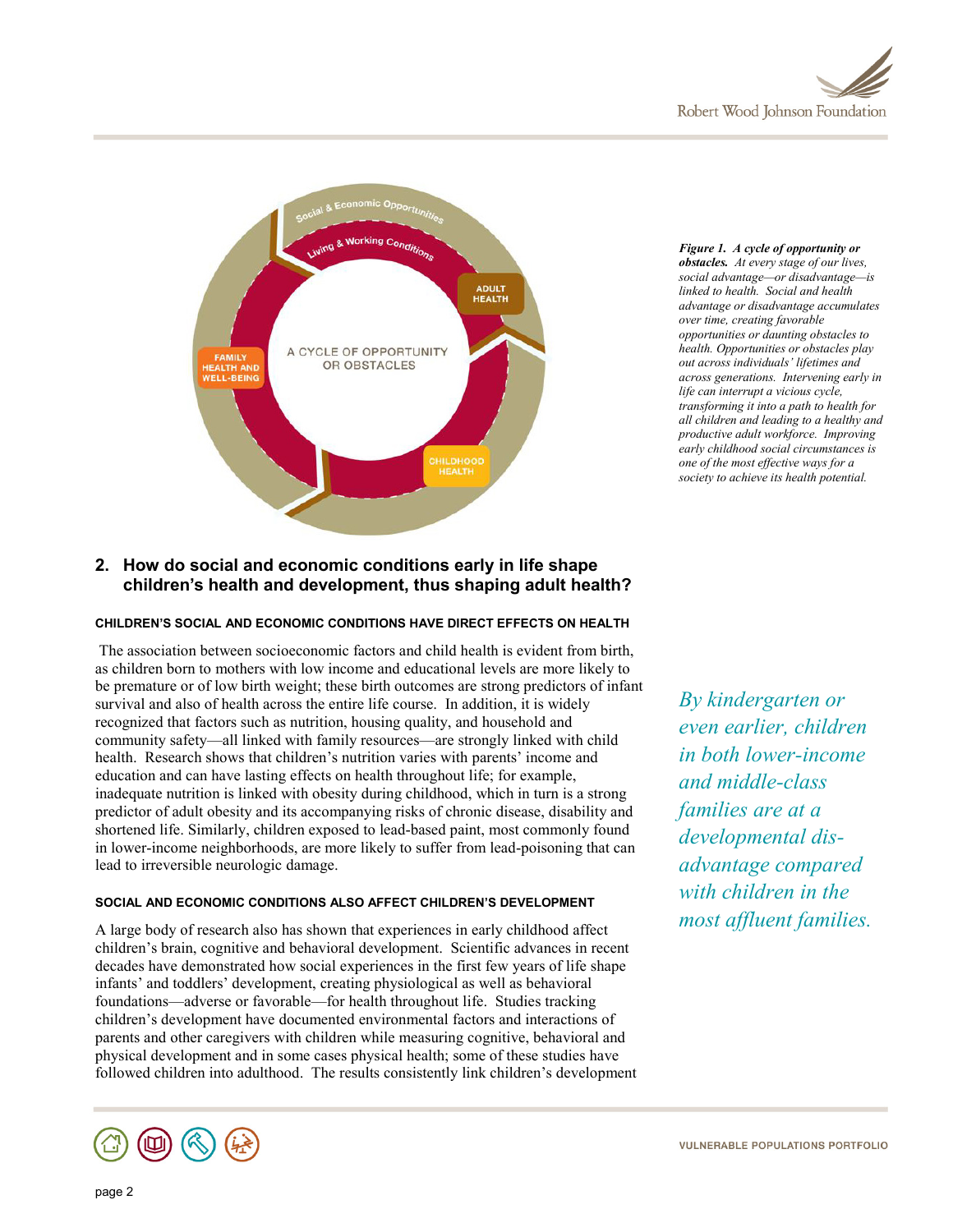*Figure 1.* ***A cycle of opportunity or obstacles.*** *At every stage of our lives, social advantage—or disadvantage—is linked to health. Social and health advantage or disadvantage accumulates over time, creating favorable opportunities or daunting obstacles to health. Opportunities or obstacles play out across individuals' lifetimes and across generations. Intervening early in life can interrupt a vicious cycle, transforming it into a path to health for all children and leading to a healthy and productive adult workforce. Improving early childhood social circumstances is one of the most effective ways for a society to achieve its health potential.*

## 2. How do social and economic conditions early in life shape children's health and development, thus shaping adult health?

#### CHILDREN'S SOCIAL AND ECONOMIC CONDITIONS HAVE DIRECT EFFECTS ON HEALTH

The association between socioeconomic factors and child health is evident from birth, as children born to mothers with low income and educational levels are more likely to be premature or of low birth weight; these birth outcomes are strong predictors of infant survival and also of health across the entire life course. In addition, it is widely recognized that factors such as nutrition, housing quality, and household and community safety—all linked with family resources—are strongly linked with child health. Research shows that children's nutrition varies with parents' income and education and can have lasting effects on health throughout life; for example, inadequate nutrition is linked with obesity during childhood, which in turn is a strong predictor of adult obesity and its accompanying risks of chronic disease, disability and shortened life. Similarly, children exposed to lead-based paint, most commonly found in lower-income neighborhoods, are more likely to suffer from lead-poisoning that can lead to irreversible neurologic damage.

*By kindergarten or even earlier, children in both lower-income and middle-class families are at a developmental disadvantage compared with children in the most affluent families.*

#### SOCIAL AND ECONOMIC CONDITIONS ALSO AFFECT CHILDREN'S DEVELOPMENT

A large body of research also has shown that experiences in early childhood affect children's brain, cognitive and behavioral development. Scientific advances in recent decades have demonstrated how social experiences in the first few years of life shape infants' and toddlers' development, creating physiological as well as behavioral foundations—adverse or favorable—for health throughout life. Studies tracking children's development have documented environmental factors and interactions of parents and other caregivers with children while measuring cognitive, behavioral and physical development and in some cases physical health; some of these studies have followed children into adulthood. The results consistently link children's development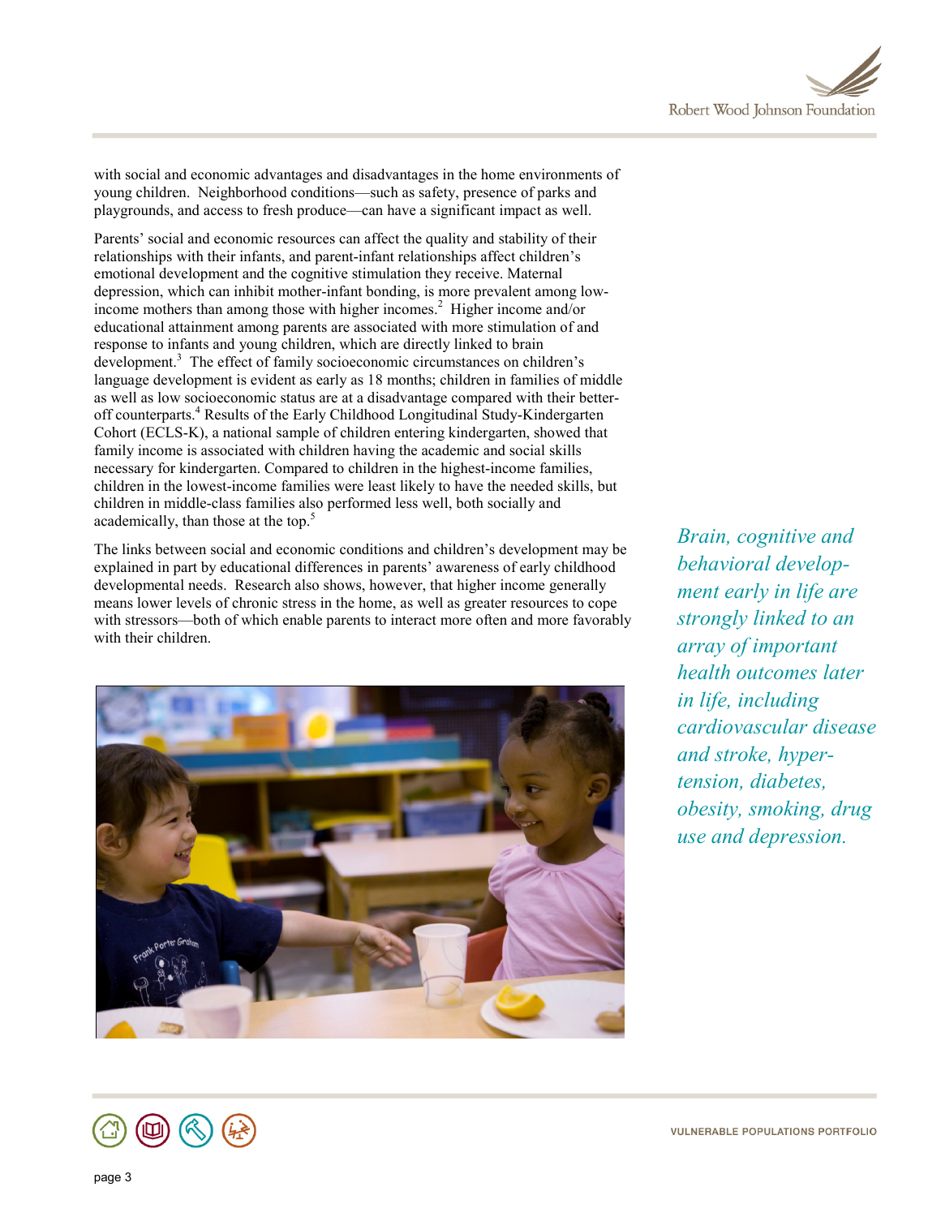with social and economic advantages and disadvantages in the home environments of young children. Neighborhood conditions—such as safety, presence of parks and playgrounds, and access to fresh produce—can have a significant impact as well.

Parents' social and economic resources can affect the quality and stability of their relationships with their infants, and parent-infant relationships affect children's emotional development and the cognitive stimulation they receive. Maternal depression, which can inhibit mother-infant bonding, is more prevalent among low-income mothers than among those with higher incomes.[2] Higher income and/or educational attainment among parents are associated with more stimulation of and response to infants and young children, which are directly linked to brain development.[3] The effect of family socioeconomic circumstances on children's language development is evident as early as 18 months; children in families of middle as well as low socioeconomic status are at a disadvantage compared with their better-off counterparts.[4] Results of the Early Childhood Longitudinal Study-Kindergarten Cohort (ECLS-K), a national sample of children entering kindergarten, showed that family income is associated with children having the academic and social skills necessary for kindergarten. Compared to children in the highest-income families, children in the lowest-income families were least likely to have the needed skills, but children in middle-class families also performed less well, both socially and academically, than those at the top.[5]

The links between social and economic conditions and children's development may be explained in part by educational differences in parents' awareness of early childhood developmental needs. Research also shows, however, that higher income generally means lower levels of chronic stress in the home, as well as greater resources to cope with stressors—both of which enable parents to interact more often and more favorably with their children.

*Brain, cognitive and behavioral development early in life are strongly linked to an array of important health outcomes later in life, including cardiovascular disease and stroke, hypertension, diabetes, obesity, smoking, drug use and depression.*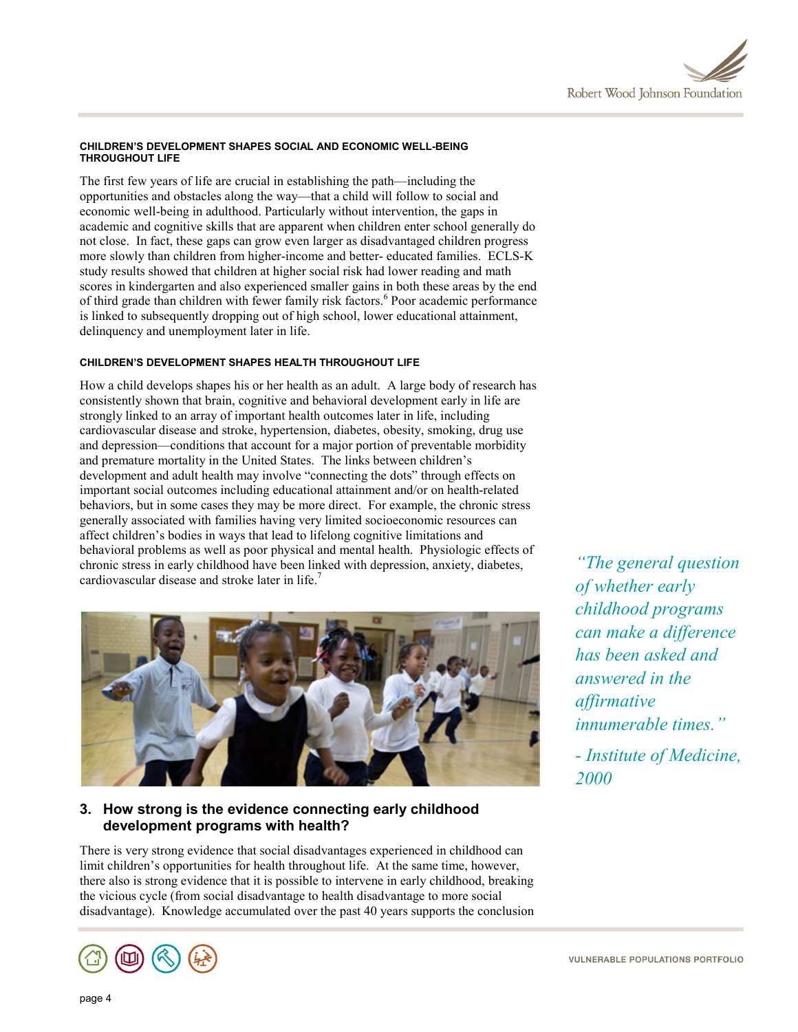### CHILDREN'S DEVELOPMENT SHAPES SOCIAL AND ECONOMIC WELL-BEING THROUGHOUT LIFE

The first few years of life are crucial in establishing the path—including the opportunities and obstacles along the way—that a child will follow to social and economic well-being in adulthood. Particularly without intervention, the gaps in academic and cognitive skills that are apparent when children enter school generally do not close. In fact, these gaps can grow even larger as disadvantaged children progress more slowly than children from higher-income and better- educated families. ECLS-K study results showed that children at higher social risk had lower reading and math scores in kindergarten and also experienced smaller gains in both these areas by the end of third grade than children with fewer family risk factors.[6] Poor academic performance is linked to subsequently dropping out of high school, lower educational attainment, delinquency and unemployment later in life.

### CHILDREN'S DEVELOPMENT SHAPES HEALTH THROUGHOUT LIFE

How a child develops shapes his or her health as an adult. A large body of research has consistently shown that brain, cognitive and behavioral development early in life are strongly linked to an array of important health outcomes later in life, including cardiovascular disease and stroke, hypertension, diabetes, obesity, smoking, drug use and depression—conditions that account for a major portion of preventable morbidity and premature mortality in the United States. The links between children's development and adult health may involve "connecting the dots" through effects on important social outcomes including educational attainment and/or on health-related behaviors, but in some cases they may be more direct. For example, the chronic stress generally associated with families having very limited socioeconomic resources can affect children's bodies in ways that lead to lifelong cognitive limitations and behavioral problems as well as poor physical and mental health. Physiologic effects of chronic stress in early childhood have been linked with depression, anxiety, diabetes, cardiovascular disease and stroke later in life.[7]

*"The general question of whether early childhood programs can make a difference has been asked and answered in the affirmative innumerable times."*

*- Institute of Medicine, 2000*

## 3. How strong is the evidence connecting early childhood development programs with health?

There is very strong evidence that social disadvantages experienced in childhood can limit children's opportunities for health throughout life. At the same time, however, there also is strong evidence that it is possible to intervene in early childhood, breaking the vicious cycle (from social disadvantage to health disadvantage to more social disadvantage). Knowledge accumulated over the past 40 years supports the conclusion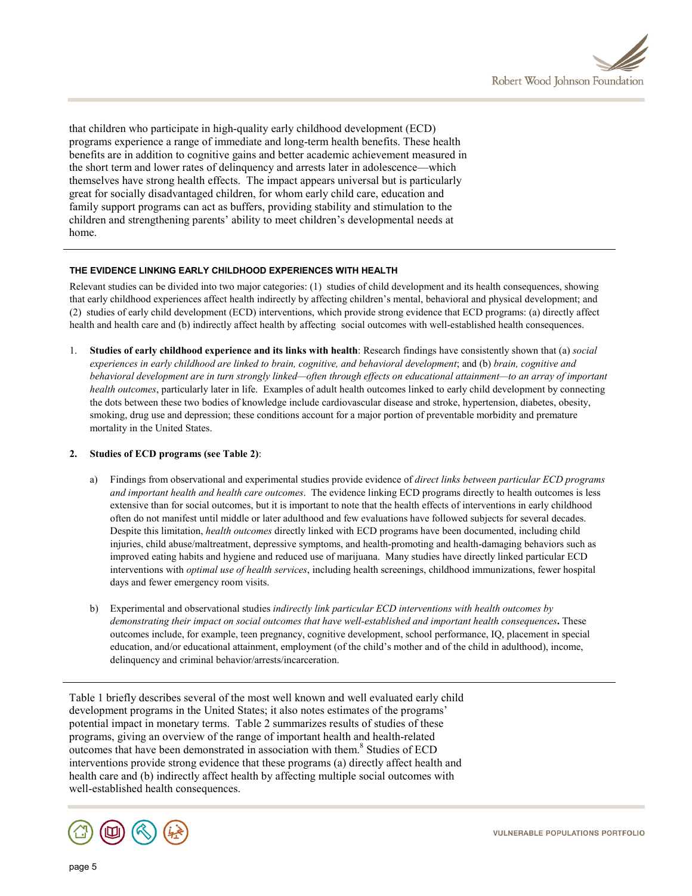that children who participate in high-quality early childhood development (ECD) programs experience a range of immediate and long-term health benefits. These health benefits are in addition to cognitive gains and better academic achievement measured in the short term and lower rates of delinquency and arrests later in adolescence—which themselves have strong health effects. The impact appears universal but is particularly great for socially disadvantaged children, for whom early child care, education and family support programs can act as buffers, providing stability and stimulation to the children and strengthening parents' ability to meet children's developmental needs at home.

---

#### THE EVIDENCE LINKING EARLY CHILDHOOD EXPERIENCES WITH HEALTH

Relevant studies can be divided into two major categories: (1) studies of child development and its health consequences, showing that early childhood experiences affect health indirectly by affecting children's mental, behavioral and physical development; and (2) studies of early child development (ECD) interventions, which provide strong evidence that ECD programs: (a) directly affect health and health care and (b) indirectly affect health by affecting social outcomes with well-established health consequences.

1. **Studies of early childhood experience and its links with health**: Research findings have consistently shown that (a) *social experiences in early childhood are linked to brain, cognitive, and behavioral development*; and (b) *brain, cognitive and behavioral development are in turn strongly linked—often through effects on educational attainment—to an array of important health outcomes*, particularly later in life. Examples of adult health outcomes linked to early child development by connecting the dots between these two bodies of knowledge include cardiovascular disease and stroke, hypertension, diabetes, obesity, smoking, drug use and depression; these conditions account for a major portion of preventable morbidity and premature mortality in the United States.

2. **Studies of ECD programs (see Table 2)**:

    a) Findings from observational and experimental studies provide evidence of *direct links between particular ECD programs and important health and health care outcomes*. The evidence linking ECD programs directly to health outcomes is less extensive than for social outcomes, but it is important to note that the health effects of interventions in early childhood often do not manifest until middle or later adulthood and few evaluations have followed subjects for several decades. Despite this limitation, *health outcomes* directly linked with ECD programs have been documented, including child injuries, child abuse/maltreatment, depressive symptoms, and health-promoting and health-damaging behaviors such as improved eating habits and hygiene and reduced use of marijuana. Many studies have directly linked particular ECD interventions with *optimal use of health services*, including health screenings, childhood immunizations, fewer hospital days and fewer emergency room visits.

    b) Experimental and observational studies *indirectly link particular ECD interventions with health outcomes by demonstrating their impact on social outcomes that have well-established and important health consequences***.** These outcomes include, for example, teen pregnancy, cognitive development, school performance, IQ, placement in special education, and/or educational attainment, employment (of the child's mother and of the child in adulthood), income, delinquency and criminal behavior/arrests/incarceration.

---

Table 1 briefly describes several of the most well known and well evaluated early child development programs in the United States; it also notes estimates of the programs' potential impact in monetary terms. Table 2 summarizes results of studies of these programs, giving an overview of the range of important health and health-related outcomes that have been demonstrated in association with them.[8] Studies of ECD interventions provide strong evidence that these programs (a) directly affect health and health care and (b) indirectly affect health by affecting multiple social outcomes with well-established health consequences.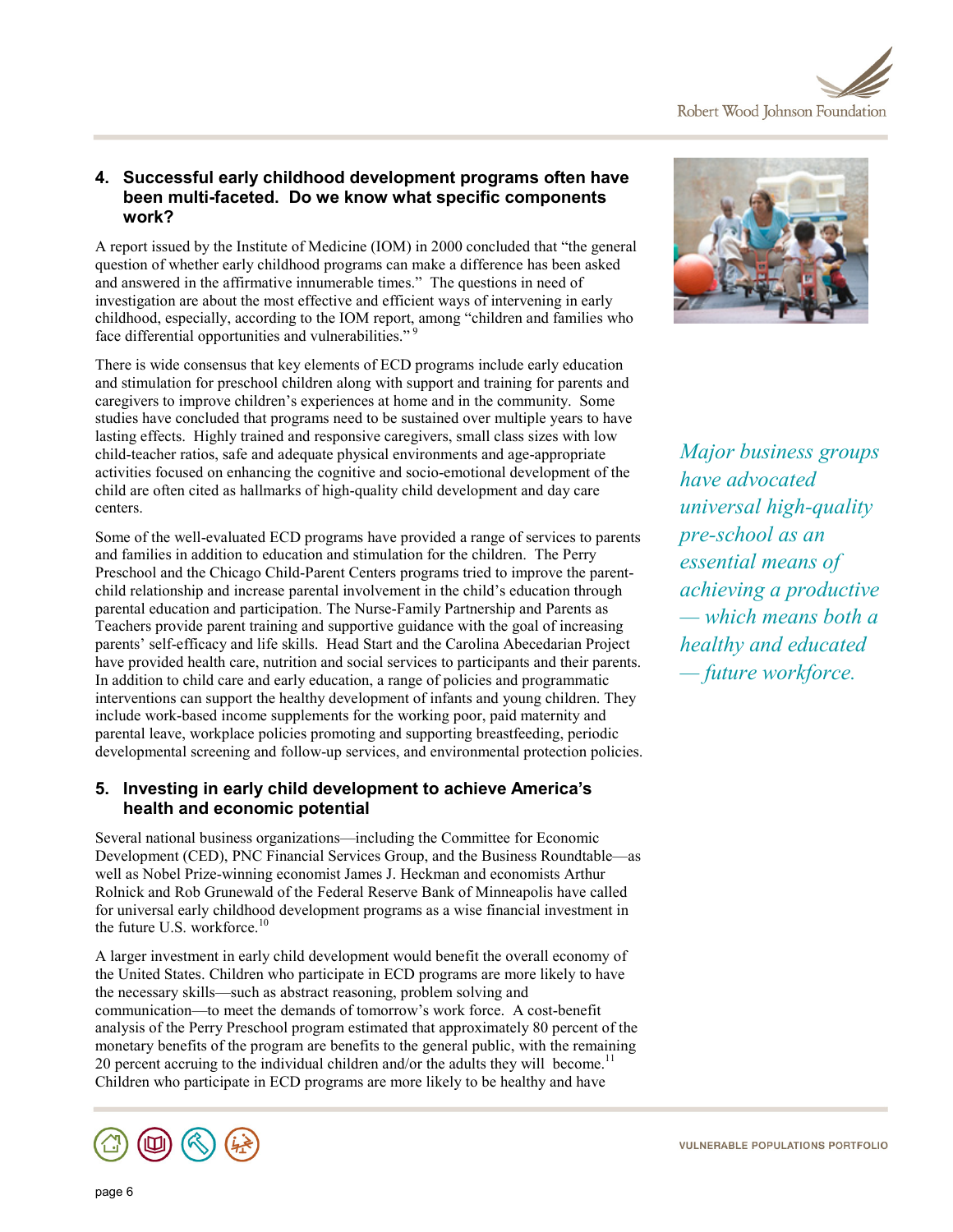## 4. Successful early childhood development programs often have been multi-faceted. Do we know what specific components work?

A report issued by the Institute of Medicine (IOM) in 2000 concluded that "the general question of whether early childhood programs can make a difference has been asked and answered in the affirmative innumerable times." The questions in need of investigation are about the most effective and efficient ways of intervening in early childhood, especially, according to the IOM report, among "children and families who face differential opportunities and vulnerabilities." [9]

There is wide consensus that key elements of ECD programs include early education and stimulation for preschool children along with support and training for parents and caregivers to improve children's experiences at home and in the community. Some studies have concluded that programs need to be sustained over multiple years to have lasting effects. Highly trained and responsive caregivers, small class sizes with low child-teacher ratios, safe and adequate physical environments and age-appropriate activities focused on enhancing the cognitive and socio-emotional development of the child are often cited as hallmarks of high-quality child development and day care centers.

*Major business groups have advocated universal high-quality pre-school as an essential means of achieving a productive — which means both a healthy and educated — future workforce.*

Some of the well-evaluated ECD programs have provided a range of services to parents and families in addition to education and stimulation for the children. The Perry Preschool and the Chicago Child-Parent Centers programs tried to improve the parent-child relationship and increase parental involvement in the child's education through parental education and participation. The Nurse-Family Partnership and Parents as Teachers provide parent training and supportive guidance with the goal of increasing parents' self-efficacy and life skills. Head Start and the Carolina Abecedarian Project have provided health care, nutrition and social services to participants and their parents. In addition to child care and early education, a range of policies and programmatic interventions can support the healthy development of infants and young children. They include work-based income supplements for the working poor, paid maternity and parental leave, workplace policies promoting and supporting breastfeeding, periodic developmental screening and follow-up services, and environmental protection policies.

## 5. Investing in early child development to achieve America's health and economic potential

Several national business organizations—including the Committee for Economic Development (CED), PNC Financial Services Group, and the Business Roundtable—as well as Nobel Prize-winning economist James J. Heckman and economists Arthur Rolnick and Rob Grunewald of the Federal Reserve Bank of Minneapolis have called for universal early childhood development programs as a wise financial investment in the future U.S. workforce.[10]

A larger investment in early child development would benefit the overall economy of the United States. Children who participate in ECD programs are more likely to have the necessary skills—such as abstract reasoning, problem solving and communication—to meet the demands of tomorrow's work force. A cost-benefit analysis of the Perry Preschool program estimated that approximately 80 percent of the monetary benefits of the program are benefits to the general public, with the remaining 20 percent accruing to the individual children and/or the adults they will become.[11] Children who participate in ECD programs are more likely to be healthy and have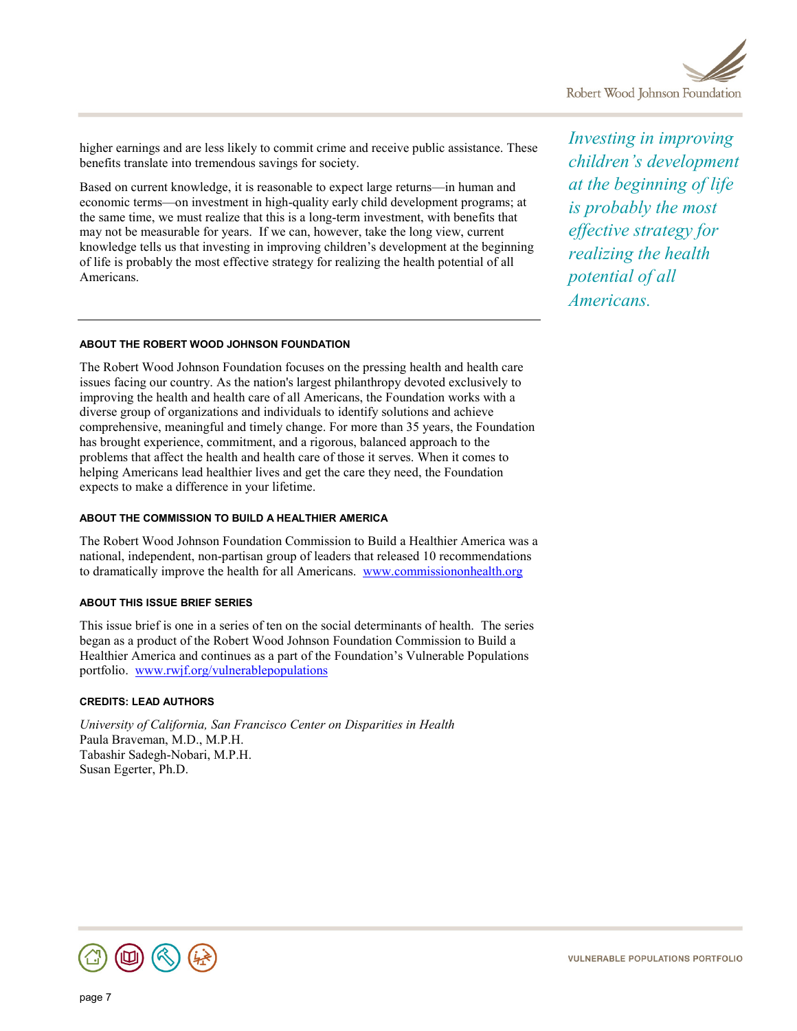higher earnings and are less likely to commit crime and receive public assistance. These benefits translate into tremendous savings for society.

Based on current knowledge, it is reasonable to expect large returns—in human and economic terms—on investment in high-quality early child development programs; at the same time, we must realize that this is a long-term investment, with benefits that may not be measurable for years. If we can, however, take the long view, current knowledge tells us that investing in improving children's development at the beginning of life is probably the most effective strategy for realizing the health potential of all Americans.

*Investing in improving children's development at the beginning of life is probably the most effective strategy for realizing the health potential of all Americans.*

---

#### ABOUT THE ROBERT WOOD JOHNSON FOUNDATION

The Robert Wood Johnson Foundation focuses on the pressing health and health care issues facing our country. As the nation's largest philanthropy devoted exclusively to improving the health and health care of all Americans, the Foundation works with a diverse group of organizations and individuals to identify solutions and achieve comprehensive, meaningful and timely change. For more than 35 years, the Foundation has brought experience, commitment, and a rigorous, balanced approach to the problems that affect the health and health care of those it serves. When it comes to helping Americans lead healthier lives and get the care they need, the Foundation expects to make a difference in your lifetime.

#### ABOUT THE COMMISSION TO BUILD A HEALTHIER AMERICA

The Robert Wood Johnson Foundation Commission to Build a Healthier America was a national, independent, non-partisan group of leaders that released 10 recommendations to dramatically improve the health for all Americans. www.commissiononhealth.org

#### ABOUT THIS ISSUE BRIEF SERIES

This issue brief is one in a series of ten on the social determinants of health. The series began as a product of the Robert Wood Johnson Foundation Commission to Build a Healthier America and continues as a part of the Foundation's Vulnerable Populations portfolio. www.rwjf.org/vulnerablepopulations

#### CREDITS: LEAD AUTHORS

*University of California, San Francisco Center on Disparities in Health*
Paula Braveman, M.D., M.P.H.
Tabashir Sadegh-Nobari, M.P.H.
Susan Egerter, Ph.D.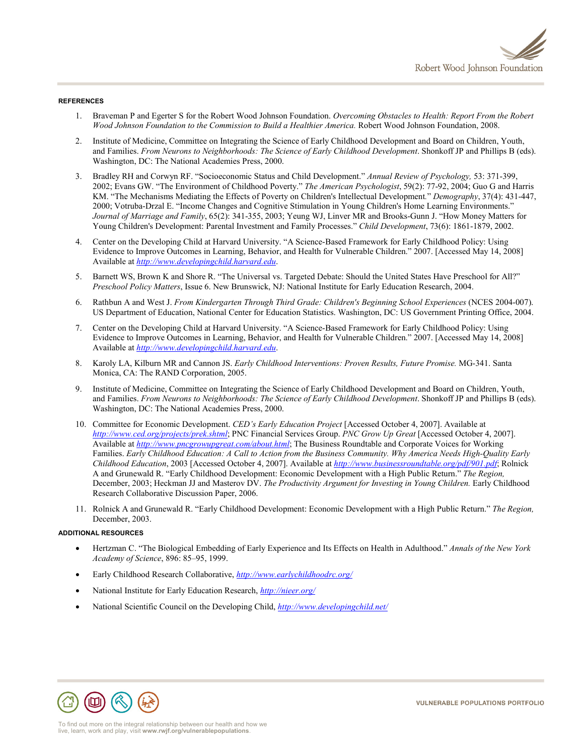## REFERENCES

1. Braveman P and Egerter S for the Robert Wood Johnson Foundation. *Overcoming Obstacles to Health: Report From the Robert Wood Johnson Foundation to the Commission to Build a Healthier America.* Robert Wood Johnson Foundation, 2008.

2. Institute of Medicine, Committee on Integrating the Science of Early Childhood Development and Board on Children, Youth, and Families. *From Neurons to Neighborhoods: The Science of Early Childhood Development*. Shonkoff JP and Phillips B (eds). Washington, DC: The National Academies Press, 2000.

3. Bradley RH and Corwyn RF. "Socioeconomic Status and Child Development." *Annual Review of Psychology,* 53: 371-399, 2002; Evans GW. "The Environment of Childhood Poverty." *The American Psychologist*, 59(2): 77-92, 2004; Guo G and Harris KM. "The Mechanisms Mediating the Effects of Poverty on Children's Intellectual Development." *Demography*, 37(4): 431-447, 2000; Votruba-Drzal E. "Income Changes and Cognitive Stimulation in Young Children's Home Learning Environments." *Journal of Marriage and Family*, 65(2): 341-355, 2003; Yeung WJ, Linver MR and Brooks-Gunn J. "How Money Matters for Young Children's Development: Parental Investment and Family Processes." *Child Development*, 73(6): 1861-1879, 2002.

4. Center on the Developing Child at Harvard University. "A Science-Based Framework for Early Childhood Policy: Using Evidence to Improve Outcomes in Learning, Behavior, and Health for Vulnerable Children." 2007. [Accessed May 14, 2008] Available at *http://www.developingchild.harvard.edu*.

5. Barnett WS, Brown K and Shore R. "The Universal vs. Targeted Debate: Should the United States Have Preschool for All?" *Preschool Policy Matters*, Issue 6. New Brunswick, NJ: National Institute for Early Education Research, 2004.

6. Rathbun A and West J. *From Kindergarten Through Third Grade: Children's Beginning School Experiences* (NCES 2004-007). US Department of Education, National Center for Education Statistics. Washington, DC: US Government Printing Office, 2004.

7. Center on the Developing Child at Harvard University. "A Science-Based Framework for Early Childhood Policy: Using Evidence to Improve Outcomes in Learning, Behavior, and Health for Vulnerable Children." 2007. [Accessed May 14, 2008] Available at *http://www.developingchild.harvard.edu*.

8. Karoly LA, Kilburn MR and Cannon JS. *Early Childhood Interventions: Proven Results, Future Promise.* MG-341. Santa Monica, CA: The RAND Corporation, 2005.

9. Institute of Medicine, Committee on Integrating the Science of Early Childhood Development and Board on Children, Youth, and Families. *From Neurons to Neighborhoods: The Science of Early Childhood Development*. Shonkoff JP and Phillips B (eds). Washington, DC: The National Academies Press, 2000.

10. Committee for Economic Development. *CED's Early Education Project* [Accessed October 4, 2007]. Available at *http://www.ced.org/projects/prek.shtml*; PNC Financial Services Group. *PNC Grow Up Great* [Accessed October 4, 2007]. Available at *http://www.pncgrowupgreat.com/about.html*; The Business Roundtable and Corporate Voices for Working Families. *Early Childhood Education: A Call to Action from the Business Community. Why America Needs High-Quality Early Childhood Education*, 2003 [Accessed October 4, 2007]. Available at *http://www.businessroundtable.org/pdf/901.pdf*; Rolnick A and Grunewald R. "Early Childhood Development: Economic Development with a High Public Return." *The Region,* December, 2003; Heckman JJ and Masterov DV. *The Productivity Argument for Investing in Young Children.* Early Childhood Research Collaborative Discussion Paper, 2006.

11. Rolnick A and Grunewald R. "Early Childhood Development: Economic Development with a High Public Return." *The Region,* December, 2003.

## ADDITIONAL RESOURCES

- Hertzman C. "The Biological Embedding of Early Experience and Its Effects on Health in Adulthood." *Annals of the New York Academy of Science*, 896: 85–95, 1999.
- Early Childhood Research Collaborative, *http://www.earlychildhoodrc.org/*
- National Institute for Early Education Research, *http://nieer.org/*
- National Scientific Council on the Developing Child, *http://www.developingchild.net/*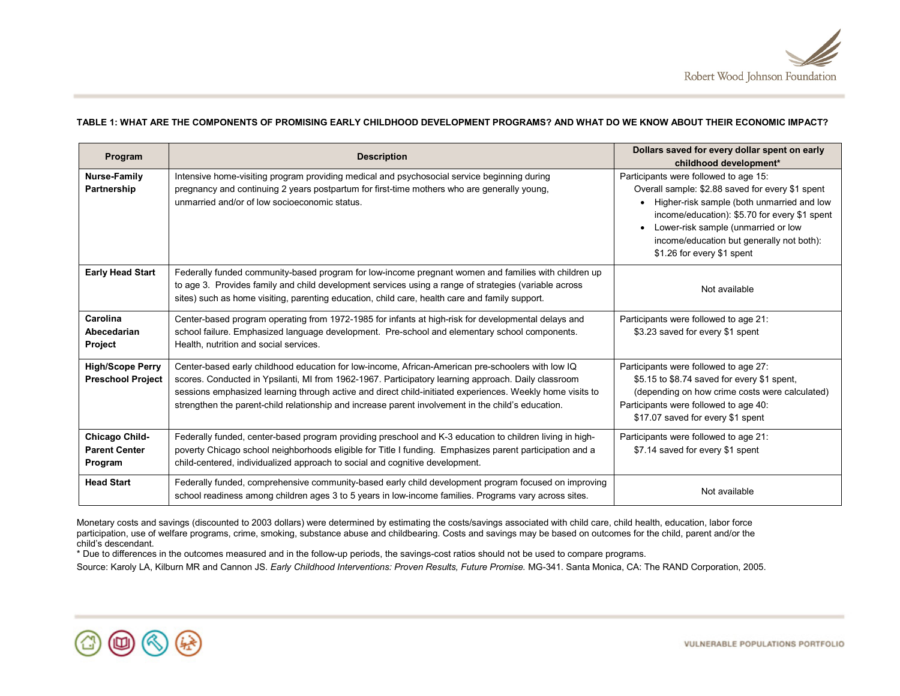**TABLE 1: WHAT ARE THE COMPONENTS OF PROMISING EARLY CHILDHOOD DEVELOPMENT PROGRAMS? AND WHAT DO WE KNOW ABOUT THEIR ECONOMIC IMPACT?**

| Program | Description | Dollars saved for every dollar spent on early childhood development* |
|---|---|---|
| **Nurse-Family Partnership** | Intensive home-visiting program providing medical and psychosocial service beginning during pregnancy and continuing 2 years postpartum for first-time mothers who are generally young, unmarried and/or of low socioeconomic status. | Participants were followed to age 15: Overall sample: $2.88 saved for every $1 spent<br>• Higher-risk sample (both unmarried and low income/education): $5.70 for every $1 spent<br>• Lower-risk sample (unmarried or low income/education but generally not both): $1.26 for every $1 spent |
| **Early Head Start** | Federally funded community-based program for low-income pregnant women and families with children up to age 3. Provides family and child development services using a range of strategies (variable across sites) such as home visiting, parenting education, child care, health care and family support. | Not available |
| **Carolina Abecedarian Project** | Center-based program operating from 1972-1985 for infants at high-risk for developmental delays and school failure. Emphasized language development. Pre-school and elementary school components. Health, nutrition and social services. | Participants were followed to age 21: $3.23 saved for every $1 spent |
| **High/Scope Perry Preschool Project** | Center-based early childhood education for low-income, African-American pre-schoolers with low IQ scores. Conducted in Ypsilanti, MI from 1962-1967. Participatory learning approach. Daily classroom sessions emphasized learning through active and direct child-initiated experiences. Weekly home visits to strengthen the parent-child relationship and increase parent involvement in the child's education. | Participants were followed to age 27: $5.15 to $8.74 saved for every $1 spent, (depending on how crime costs were calculated)<br>Participants were followed to age 40: $17.07 saved for every $1 spent |
| **Chicago Child-Parent Center Program** | Federally funded, center-based program providing preschool and K-3 education to children living in high-poverty Chicago school neighborhoods eligible for Title I funding. Emphasizes parent participation and a child-centered, individualized approach to social and cognitive development. | Participants were followed to age 21: $7.14 saved for every $1 spent |
| **Head Start** | Federally funded, comprehensive community-based early child development program focused on improving school readiness among children ages 3 to 5 years in low-income families. Programs vary across sites. | Not available |

Monetary costs and savings (discounted to 2003 dollars) were determined by estimating the costs/savings associated with child care, child health, education, labor force participation, use of welfare programs, crime, smoking, substance abuse and childbearing. Costs and savings may be based on outcomes for the child, parent and/or the child's descendant.

* Due to differences in the outcomes measured and in the follow-up periods, the savings-cost ratios should not be used to compare programs.

Source: Karoly LA, Kilburn MR and Cannon JS. *Early Childhood Interventions: Proven Results, Future Promise.* MG-341. Santa Monica, CA: The RAND Corporation, 2005.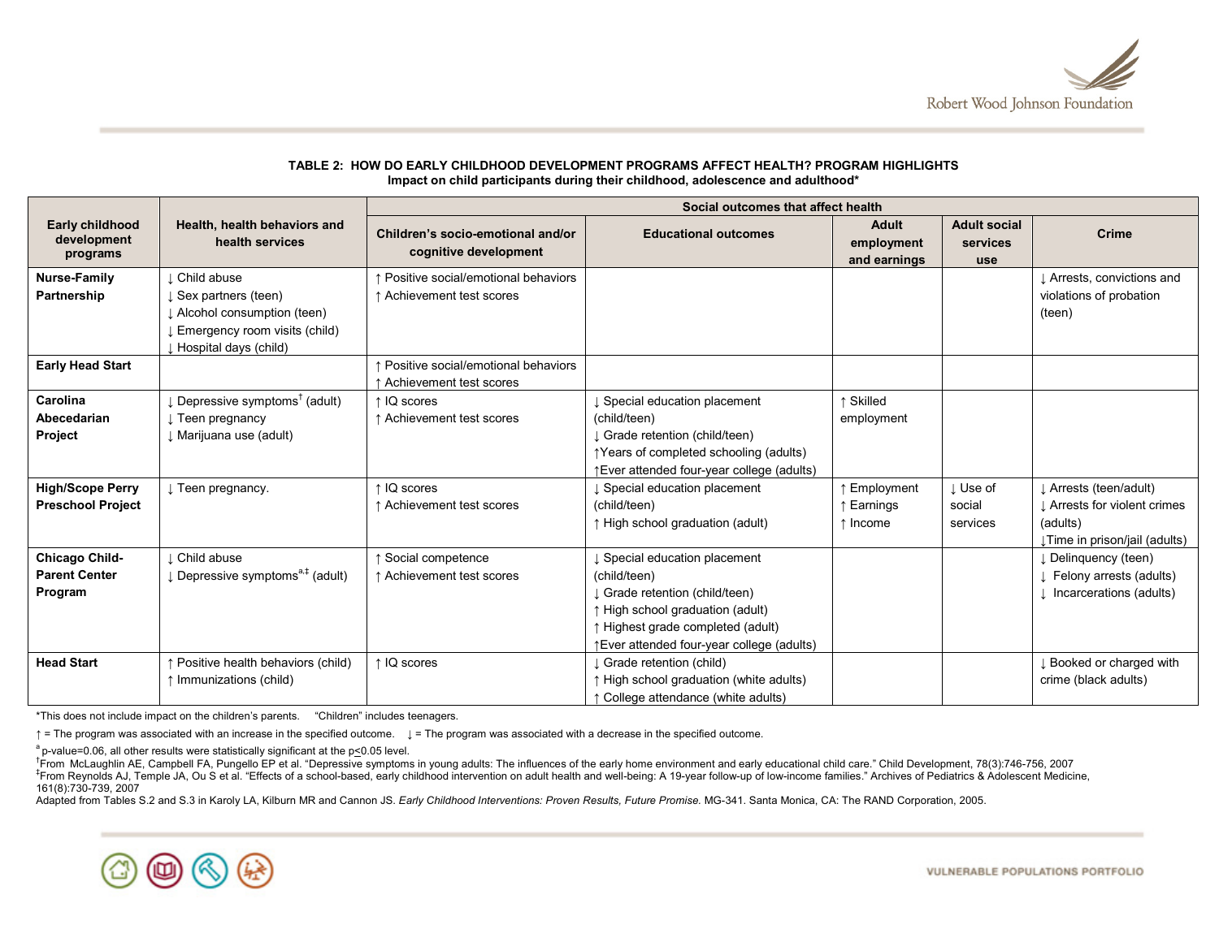**TABLE 2: HOW DO EARLY CHILDHOOD DEVELOPMENT PROGRAMS AFFECT HEALTH? PROGRAM HIGHLIGHTS**
**Impact on child participants during their childhood, adolescence and adulthood***

| Early childhood development programs | Health, health behaviors and health services | Social outcomes that affect health | | | | |
|---|---|---|---|---|---|---|
| | | Children's socio-emotional and/or cognitive development | Educational outcomes | Adult employment and earnings | Adult social services use | Crime |
| **Nurse-Family Partnership** | ↓ Child abuse<br>↓ Sex partners (teen)<br>↓ Alcohol consumption (teen)<br>↓ Emergency room visits (child)<br>↓ Hospital days (child) | ↑ Positive social/emotional behaviors<br>↑ Achievement test scores | | | | ↓ Arrests, convictions and violations of probation (teen) |
| **Early Head Start** | | ↑ Positive social/emotional behaviors<br>↑ Achievement test scores | | | | |
| **Carolina Abecedarian Project** | ↓ Depressive symptoms[†] (adult)<br>↓ Teen pregnancy<br>↓ Marijuana use (adult) | ↑ IQ scores<br>↑ Achievement test scores | ↓ Special education placement (child/teen)<br>↓ Grade retention (child/teen)<br>↑Years of completed schooling (adults)<br>↑Ever attended four-year college (adults) | ↑ Skilled employment | | |
| **High/Scope Perry Preschool Project** | ↓ Teen pregnancy. | ↑ IQ scores<br>↑ Achievement test scores | ↓ Special education placement (child/teen)<br>↑ High school graduation (adult) | ↑ Employment<br>↑ Earnings<br>↑ Income | ↓ Use of social services | ↓ Arrests (teen/adult)<br>↓ Arrests for violent crimes (adults)<br>↓Time in prison/jail (adults) |
| **Chicago Child-Parent Center Program** | ↓ Child abuse<br>↓ Depressive symptoms[a,‡] (adult) | ↑ Social competence<br>↑ Achievement test scores | ↓ Special education placement (child/teen)<br>↓ Grade retention (child/teen)<br>↑ High school graduation (adult)<br>↑ Highest grade completed (adult)<br>↑Ever attended four-year college (adults) | | | ↓ Delinquency (teen)<br>↓ Felony arrests (adults)<br>↓ Incarcerations (adults) |
| **Head Start** | ↑ Positive health behaviors (child)<br>↑ Immunizations (child) | ↑ IQ scores | ↓ Grade retention (child)<br>↑ High school graduation (white adults)<br>↑ College attendance (white adults) | | | ↓ Booked or charged with crime (black adults) |

*This does not include impact on the children's parents. "Children" includes teenagers.

↑ = The program was associated with an increase in the specified outcome. ↓ = The program was associated with a decrease in the specified outcome.

[a] p-value=0.06, all other results were statistically significant at the $p \leq 0.05$ level.
[†] From McLaughlin AE, Campbell FA, Pungello EP et al. "Depressive symptoms in young adults: The influences of the early home environment and early educational child care." Child Development, 78(3):746-756, 2007
[‡] From Reynolds AJ, Temple JA, Ou S et al. "Effects of a school-based, early childhood intervention on adult health and well-being: A 19-year follow-up of low-income families." Archives of Pediatrics & Adolescent Medicine, 161(8):730-739, 2007

Adapted from Tables S.2 and S.3 in Karoly LA, Kilburn MR and Cannon JS. *Early Childhood Interventions: Proven Results, Future Promise.* MG-341. Santa Monica, CA: The RAND Corporation, 2005.